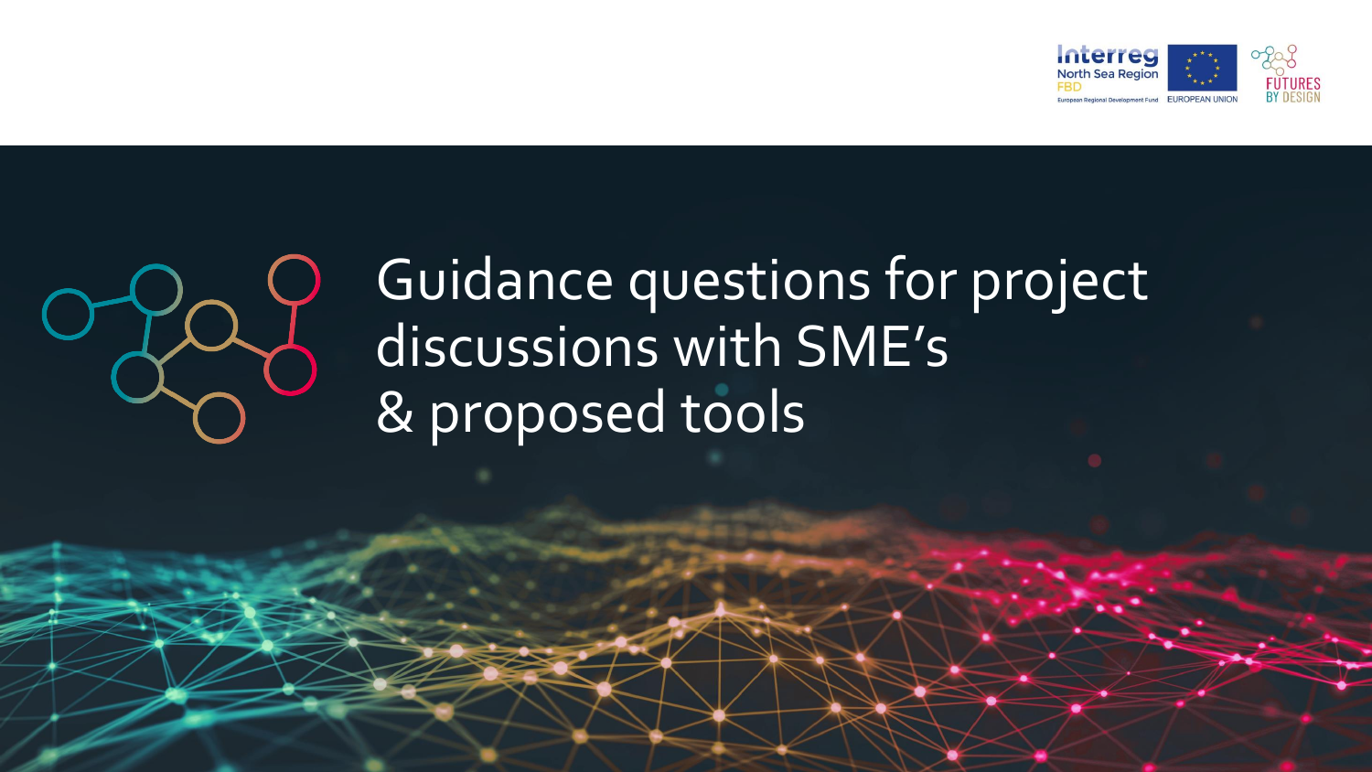# Guidance questions for project discussions with SME's & proposed tools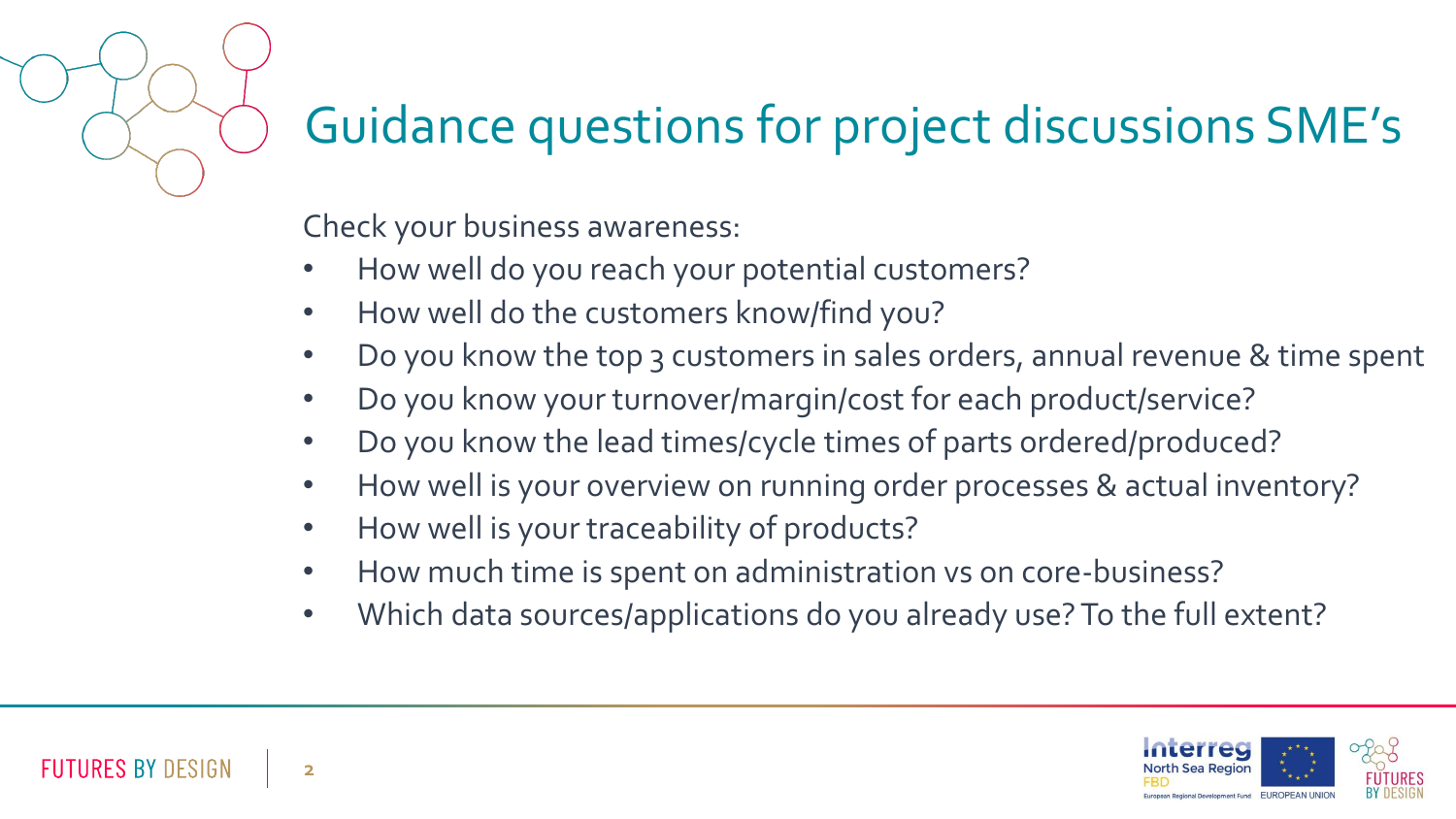# Guidance questions for project discussions SME's

Check your business awareness:

- How well do you reach your potential customers?
- How well do the customers know/find you?
- Do you know the top 3 customers in sales orders, annual revenue & time spent
- Do you know your turnover/margin/cost for each product/service?
- Do you know the lead times/cycle times of parts ordered/produced?
- How well is your overview on running order processes & actual inventory?
- How well is your traceability of products?
- How much time is spent on administration vs on core-business?
- Which data sources/applications do you already use? To the full extent?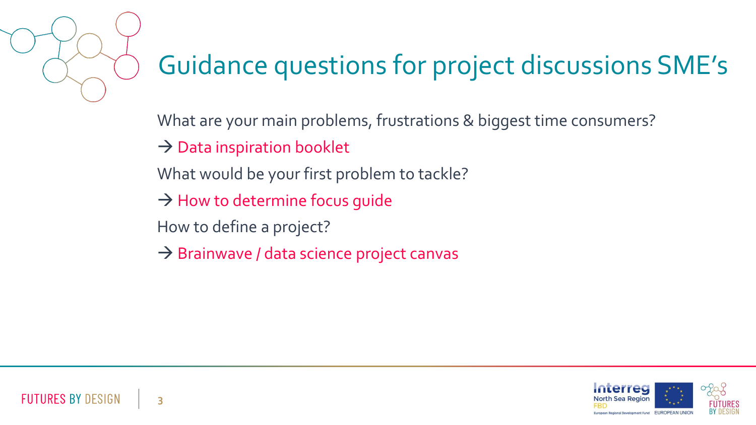# Guidance questions for project discussions SME's

What are your main problems, frustrations & biggest time consumers?

→ Data inspiration booklet

What would be your first problem to tackle?

→ How to determine focus guide

How to define a project?

→ Brainwave / data science project canvas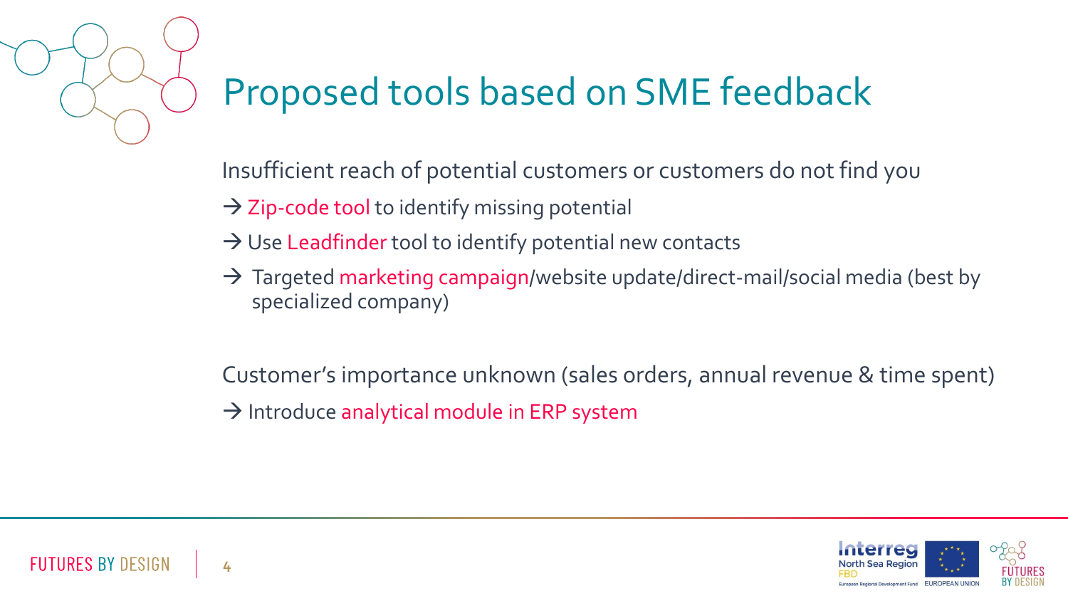# Proposed tools based on SME feedback

Insufficient reach of potential customers or customers do not find you

→ Zip-code tool to identify missing potential

→ Use Leadfinder tool to identify potential new contacts

→ Targeted marketing campaign/website update/direct-mail/social media (best by specialized company)

Customer's importance unknown (sales orders, annual revenue & time spent)

→ Introduce analytical module in ERP system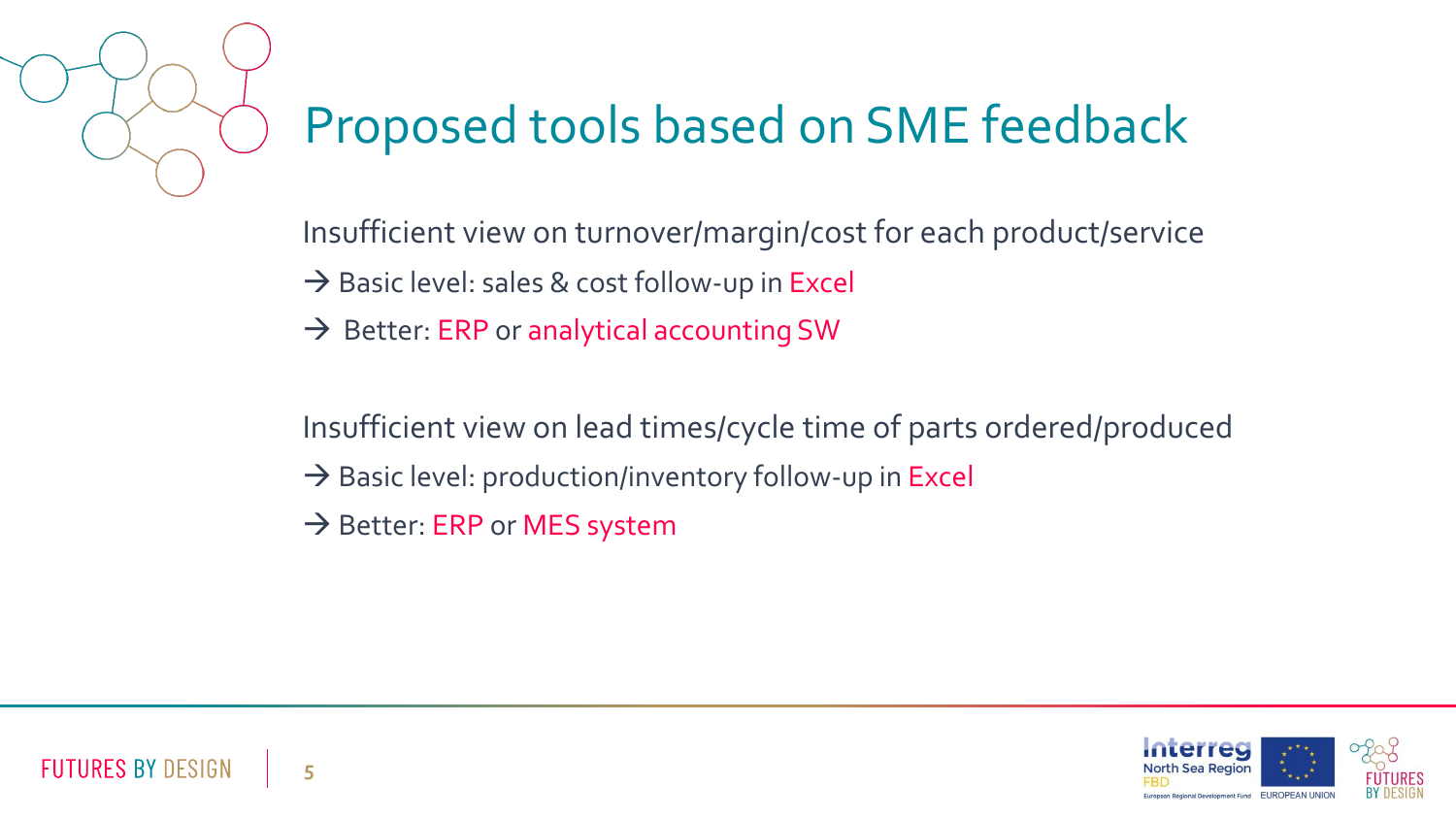# Proposed tools based on SME feedback

Insufficient view on turnover/margin/cost for each product/service

→ Basic level: sales & cost follow-up in Excel

→ Better: ERP or analytical accounting SW

Insufficient view on lead times/cycle time of parts ordered/produced

→ Basic level: production/inventory follow-up in Excel

→ Better: ERP or MES system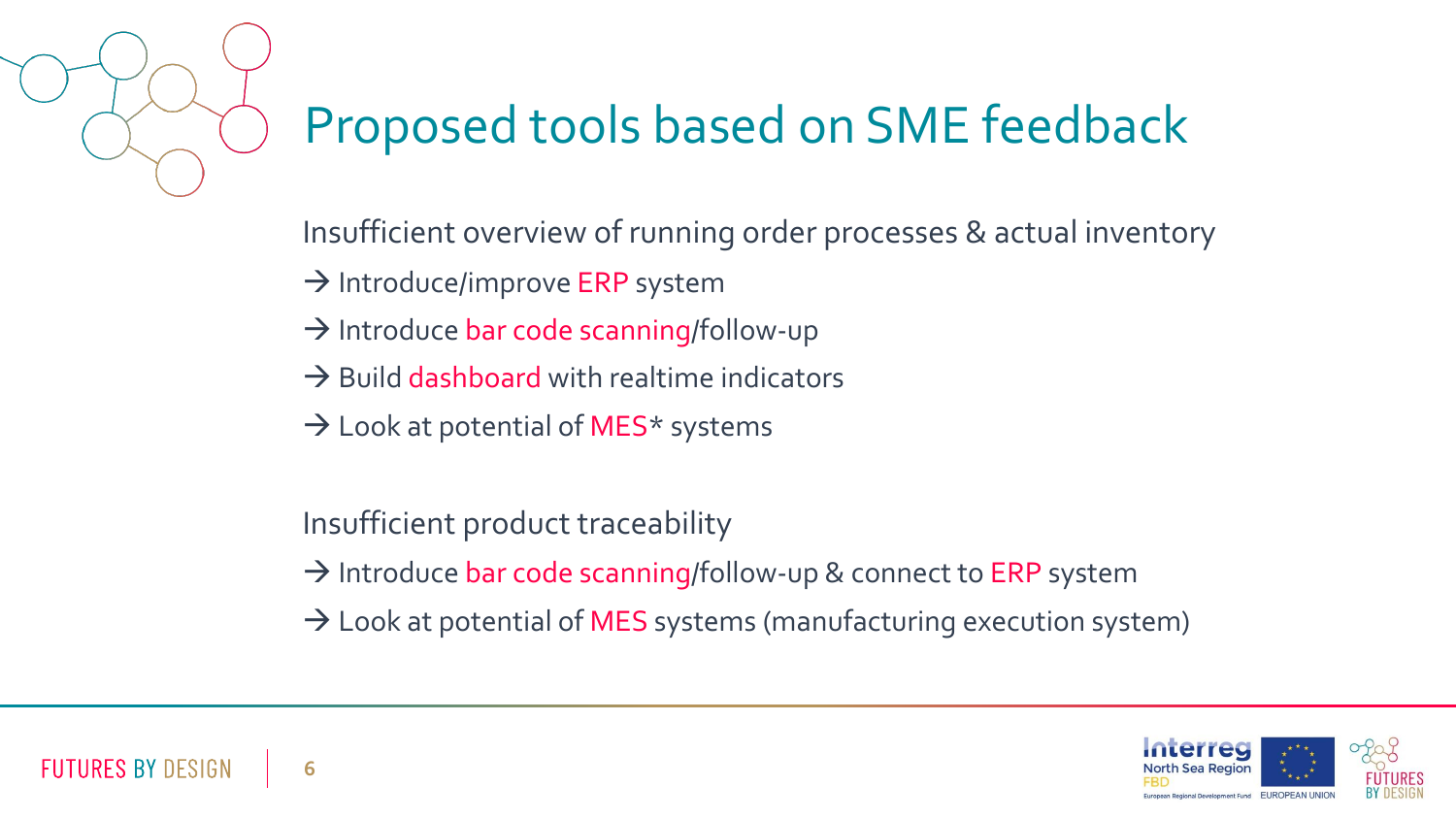# Proposed tools based on SME feedback

Insufficient overview of running order processes & actual inventory

→ Introduce/improve ERP system

→ Introduce bar code scanning/follow-up

→ Build dashboard with realtime indicators

→ Look at potential of MES* systems

Insufficient product traceability

→ Introduce bar code scanning/follow-up & connect to ERP system

→ Look at potential of MES systems (manufacturing execution system)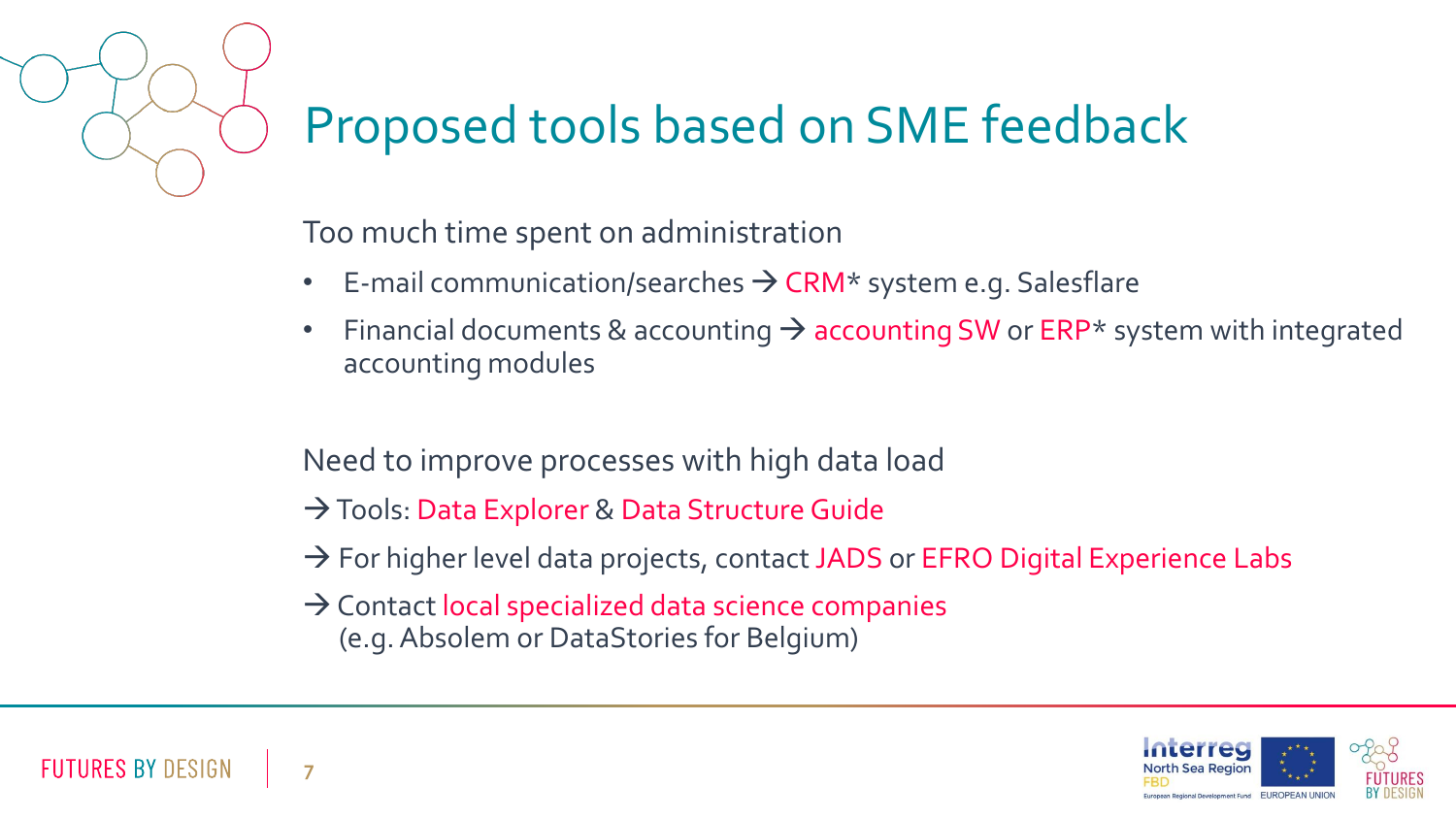# Proposed tools based on SME feedback

Too much time spent on administration

- E-mail communication/searches → CRM* system e.g. Salesflare
- Financial documents & accounting → accounting SW or ERP* system with integrated accounting modules

Need to improve processes with high data load

→ Tools: Data Explorer & Data Structure Guide

→ For higher level data projects, contact JADS or EFRO Digital Experience Labs

→ Contact local specialized data science companies (e.g. Absolem or DataStories for Belgium)